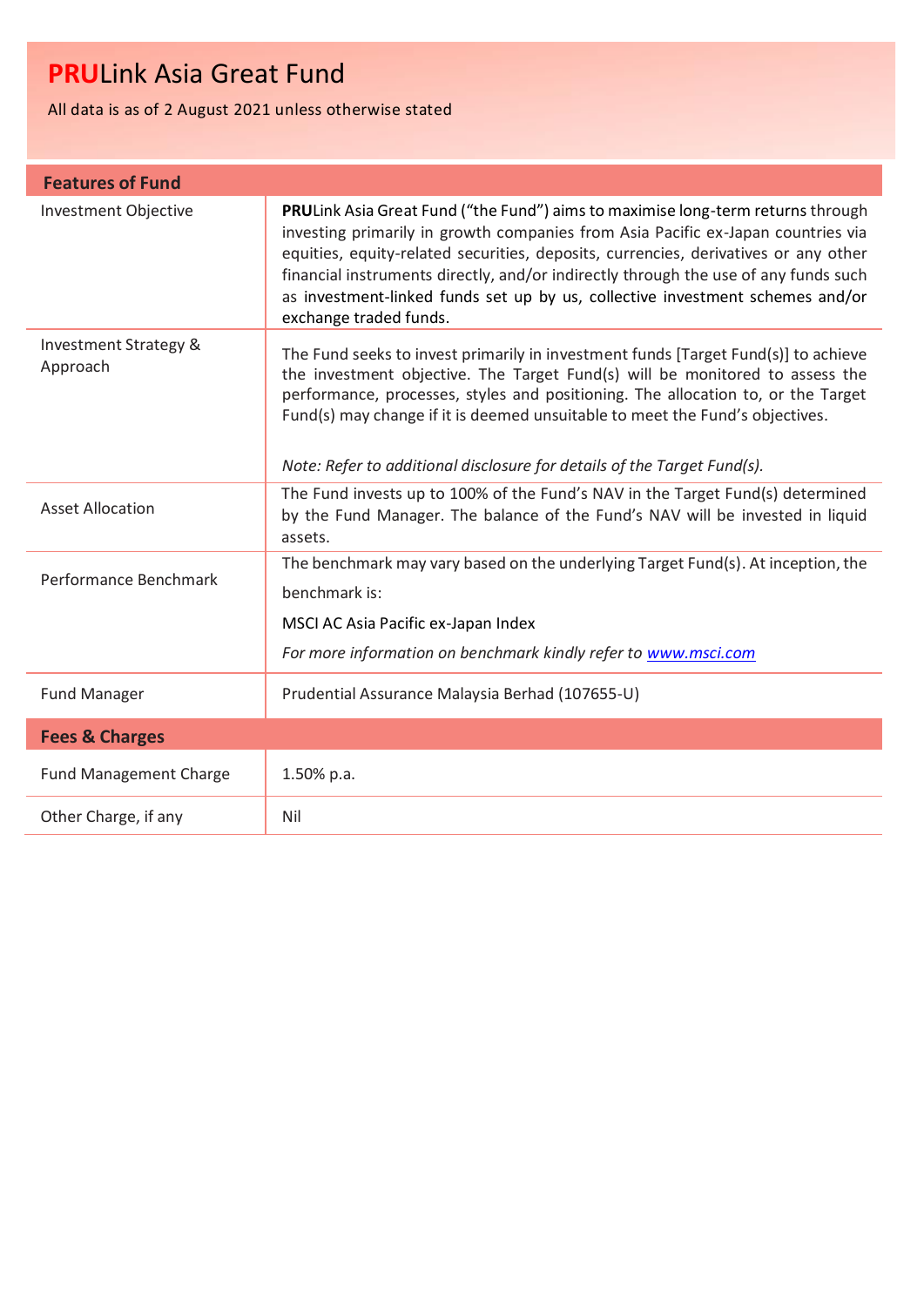# **PRU**Link Asia Great Fund

All data is as of 2 August 2021 unless otherwise stated

| **Features of Fund** | |
|---|---|
| Investment Objective | **PRU**Link Asia Great Fund ("the Fund") aims to maximise long-term returns through investing primarily in growth companies from Asia Pacific ex-Japan countries via equities, equity-related securities, deposits, currencies, derivatives or any other financial instruments directly, and/or indirectly through the use of any funds such as investment-linked funds set up by us, collective investment schemes and/or exchange traded funds. |
| Investment Strategy & Approach | The Fund seeks to invest primarily in investment funds [Target Fund(s)] to achieve the investment objective. The Target Fund(s) will be monitored to assess the performance, processes, styles and positioning. The allocation to, or the Target Fund(s) may change if it is deemed unsuitable to meet the Fund's objectives.<br><br>*Note: Refer to additional disclosure for details of the Target Fund(s).* |
| Asset Allocation | The Fund invests up to 100% of the Fund's NAV in the Target Fund(s) determined by the Fund Manager. The balance of the Fund's NAV will be invested in liquid assets. |
| Performance Benchmark | The benchmark may vary based on the underlying Target Fund(s). At inception, the benchmark is:<br><br>MSCI AC Asia Pacific ex-Japan Index<br><br>*For more information on benchmark kindly refer to [www.msci.com](www.msci.com)* |
| Fund Manager | Prudential Assurance Malaysia Berhad (107655-U) |

| **Fees & Charges** | |
|---|---|
| Fund Management Charge | 1.50% p.a. |
| Other Charge, if any | Nil |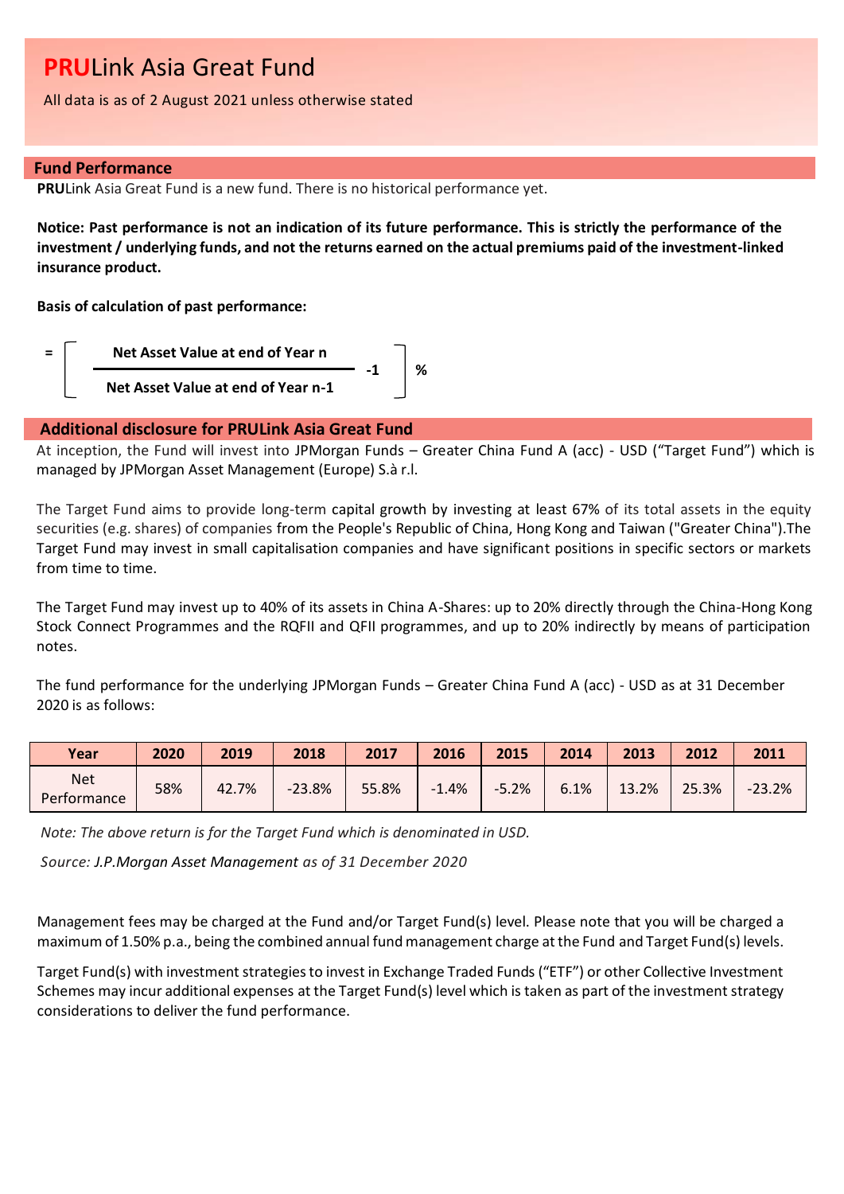# **PRU**Link Asia Great Fund

All data is as of 2 August 2021 unless otherwise stated

## Fund Performance

**PRU**Link Asia Great Fund is a new fund. There is no historical performance yet.

**Notice: Past performance is not an indication of its future performance. This is strictly the performance of the investment / underlying funds, and not the returns earned on the actual premiums paid of the investment-linked insurance product.**

**Basis of calculation of past performance:**

$$= \left[ \frac{\text{Net Asset Value at end of Year n}}{\text{Net Asset Value at end of Year n-1}} - 1 \right] \%$$

## Additional disclosure for PRULink Asia Great Fund

At inception, the Fund will invest into JPMorgan Funds – Greater China Fund A (acc) - USD ("Target Fund") which is managed by JPMorgan Asset Management (Europe) S.à r.l.

The Target Fund aims to provide long-term capital growth by investing at least 67% of its total assets in the equity securities (e.g. shares) of companies from the People's Republic of China, Hong Kong and Taiwan ("Greater China").The Target Fund may invest in small capitalisation companies and have significant positions in specific sectors or markets from time to time.

The Target Fund may invest up to 40% of its assets in China A-Shares: up to 20% directly through the China-Hong Kong Stock Connect Programmes and the RQFII and QFII programmes, and up to 20% indirectly by means of participation notes.

The fund performance for the underlying JPMorgan Funds – Greater China Fund A (acc) - USD as at 31 December 2020 is as follows:

| Year | 2020 | 2019 | 2018 | 2017 | 2016 | 2015 | 2014 | 2013 | 2012 | 2011 |
|---|---|---|---|---|---|---|---|---|---|---|
| Net Performance | 58% | 42.7% | -23.8% | 55.8% | -1.4% | -5.2% | 6.1% | 13.2% | 25.3% | -23.2% |

*Note: The above return is for the Target Fund which is denominated in USD.*

*Source: J.P.Morgan Asset Management as of 31 December 2020*

Management fees may be charged at the Fund and/or Target Fund(s) level. Please note that you will be charged a maximum of 1.50% p.a., being the combined annual fund management charge at the Fund and Target Fund(s) levels.

Target Fund(s) with investment strategies to invest in Exchange Traded Funds ("ETF") or other Collective Investment Schemes may incur additional expenses at the Target Fund(s) level which is taken as part of the investment strategy considerations to deliver the fund performance.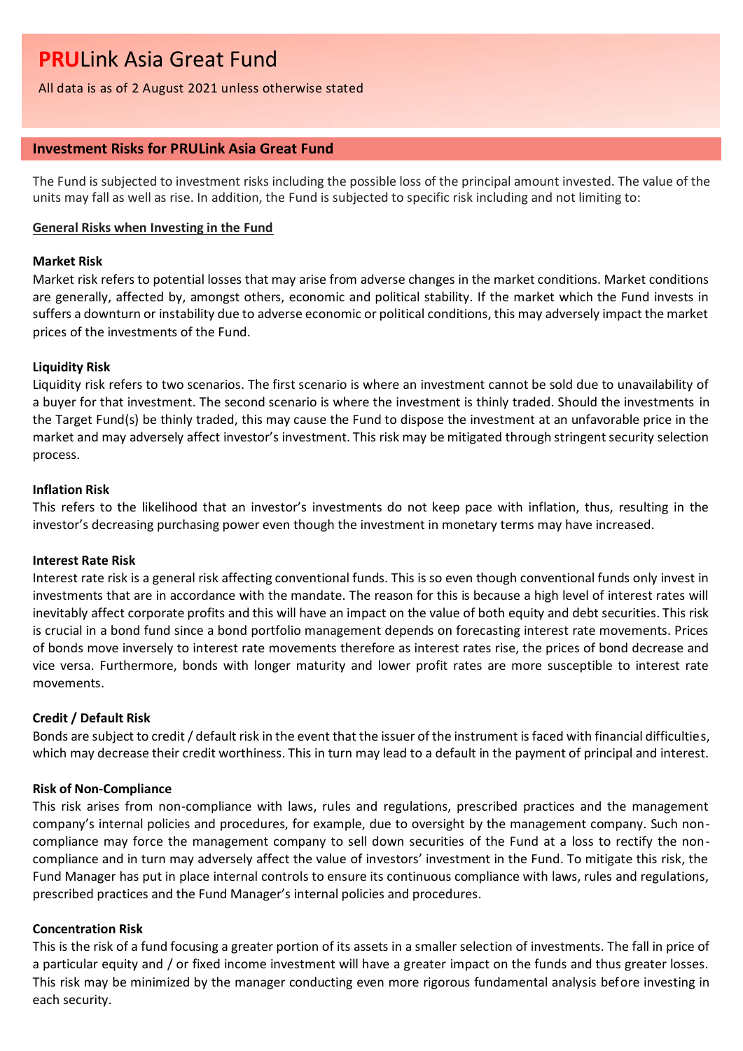# PRULink Asia Great Fund

All data is as of 2 August 2021 unless otherwise stated

## Investment Risks for PRULink Asia Great Fund

The Fund is subjected to investment risks including the possible loss of the principal amount invested. The value of the units may fall as well as rise. In addition, the Fund is subjected to specific risk including and not limiting to:

**General Risks when Investing in the Fund**

**Market Risk**

Market risk refers to potential losses that may arise from adverse changes in the market conditions. Market conditions are generally, affected by, amongst others, economic and political stability. If the market which the Fund invests in suffers a downturn or instability due to adverse economic or political conditions, this may adversely impact the market prices of the investments of the Fund.

**Liquidity Risk**

Liquidity risk refers to two scenarios. The first scenario is where an investment cannot be sold due to unavailability of a buyer for that investment. The second scenario is where the investment is thinly traded. Should the investments in the Target Fund(s) be thinly traded, this may cause the Fund to dispose the investment at an unfavorable price in the market and may adversely affect investor's investment. This risk may be mitigated through stringent security selection process.

**Inflation Risk**

This refers to the likelihood that an investor's investments do not keep pace with inflation, thus, resulting in the investor's decreasing purchasing power even though the investment in monetary terms may have increased.

**Interest Rate Risk**

Interest rate risk is a general risk affecting conventional funds. This is so even though conventional funds only invest in investments that are in accordance with the mandate. The reason for this is because a high level of interest rates will inevitably affect corporate profits and this will have an impact on the value of both equity and debt securities. This risk is crucial in a bond fund since a bond portfolio management depends on forecasting interest rate movements. Prices of bonds move inversely to interest rate movements therefore as interest rates rise, the prices of bond decrease and vice versa. Furthermore, bonds with longer maturity and lower profit rates are more susceptible to interest rate movements.

**Credit / Default Risk**

Bonds are subject to credit / default risk in the event that the issuer of the instrument is faced with financial difficulties, which may decrease their credit worthiness. This in turn may lead to a default in the payment of principal and interest.

**Risk of Non-Compliance**

This risk arises from non-compliance with laws, rules and regulations, prescribed practices and the management company's internal policies and procedures, for example, due to oversight by the management company. Such non-compliance may force the management company to sell down securities of the Fund at a loss to rectify the non-compliance and in turn may adversely affect the value of investors' investment in the Fund. To mitigate this risk, the Fund Manager has put in place internal controls to ensure its continuous compliance with laws, rules and regulations, prescribed practices and the Fund Manager's internal policies and procedures.

**Concentration Risk**

This is the risk of a fund focusing a greater portion of its assets in a smaller selection of investments. The fall in price of a particular equity and / or fixed income investment will have a greater impact on the funds and thus greater losses. This risk may be minimized by the manager conducting even more rigorous fundamental analysis before investing in each security.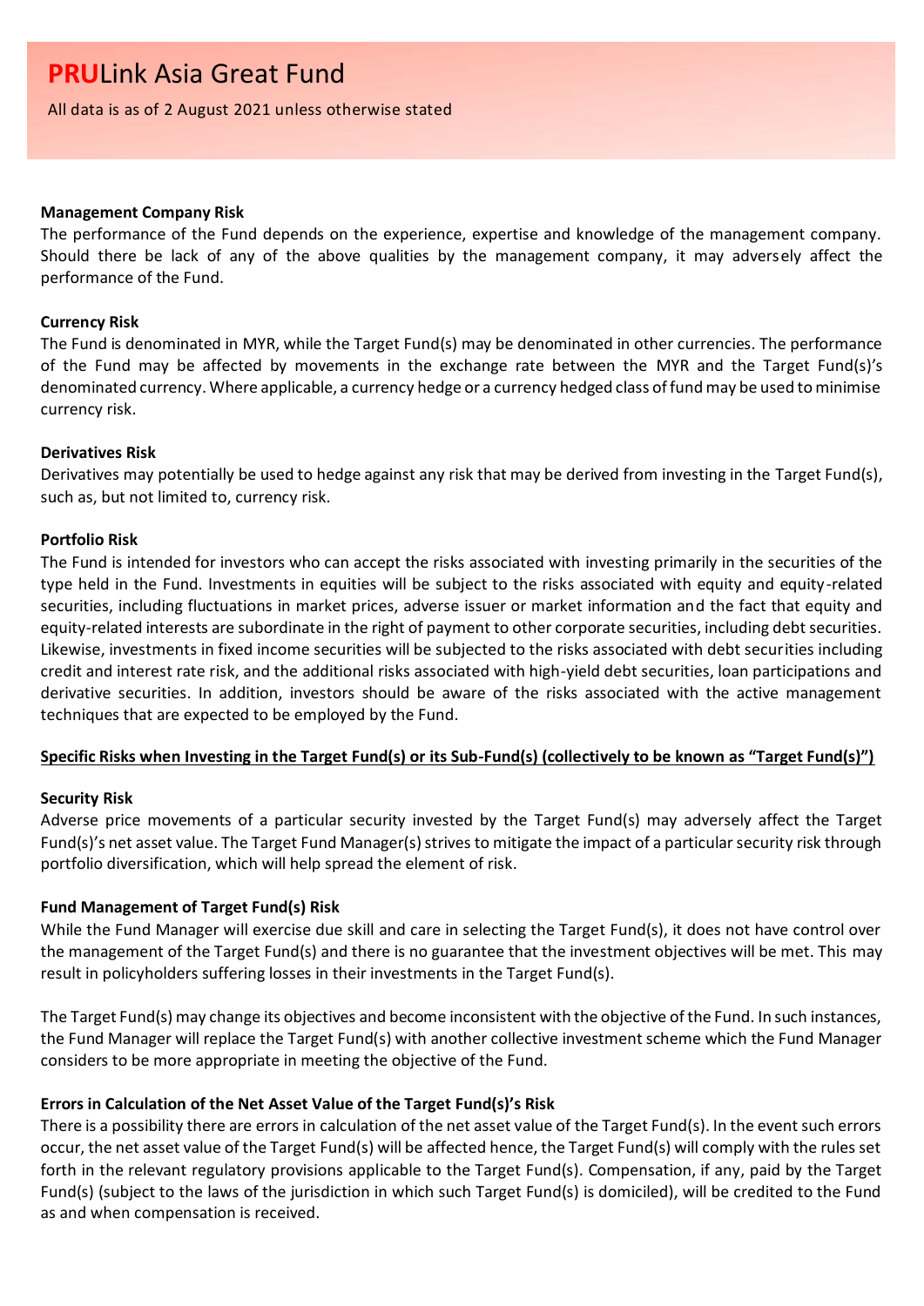**Management Company Risk**

The performance of the Fund depends on the experience, expertise and knowledge of the management company. Should there be lack of any of the above qualities by the management company, it may adversely affect the performance of the Fund.

**Currency Risk**

The Fund is denominated in MYR, while the Target Fund(s) may be denominated in other currencies. The performance of the Fund may be affected by movements in the exchange rate between the MYR and the Target Fund(s)'s denominated currency. Where applicable, a currency hedge or a currency hedged class of fund may be used to minimise currency risk.

**Derivatives Risk**

Derivatives may potentially be used to hedge against any risk that may be derived from investing in the Target Fund(s), such as, but not limited to, currency risk.

**Portfolio Risk**

The Fund is intended for investors who can accept the risks associated with investing primarily in the securities of the type held in the Fund. Investments in equities will be subject to the risks associated with equity and equity-related securities, including fluctuations in market prices, adverse issuer or market information and the fact that equity and equity-related interests are subordinate in the right of payment to other corporate securities, including debt securities. Likewise, investments in fixed income securities will be subjected to the risks associated with debt securities including credit and interest rate risk, and the additional risks associated with high-yield debt securities, loan participations and derivative securities. In addition, investors should be aware of the risks associated with the active management techniques that are expected to be employed by the Fund.

**<u>Specific Risks when Investing in the Target Fund(s) or its Sub-Fund(s) (collectively to be known as "Target Fund(s)")</u>**

**Security Risk**

Adverse price movements of a particular security invested by the Target Fund(s) may adversely affect the Target Fund(s)'s net asset value. The Target Fund Manager(s) strives to mitigate the impact of a particular security risk through portfolio diversification, which will help spread the element of risk.

**Fund Management of Target Fund(s) Risk**

While the Fund Manager will exercise due skill and care in selecting the Target Fund(s), it does not have control over the management of the Target Fund(s) and there is no guarantee that the investment objectives will be met. This may result in policyholders suffering losses in their investments in the Target Fund(s).

The Target Fund(s) may change its objectives and become inconsistent with the objective of the Fund. In such instances, the Fund Manager will replace the Target Fund(s) with another collective investment scheme which the Fund Manager considers to be more appropriate in meeting the objective of the Fund.

**Errors in Calculation of the Net Asset Value of the Target Fund(s)'s Risk**

There is a possibility there are errors in calculation of the net asset value of the Target Fund(s). In the event such errors occur, the net asset value of the Target Fund(s) will be affected hence, the Target Fund(s) will comply with the rules set forth in the relevant regulatory provisions applicable to the Target Fund(s). Compensation, if any, paid by the Target Fund(s) (subject to the laws of the jurisdiction in which such Target Fund(s) is domiciled), will be credited to the Fund as and when compensation is received.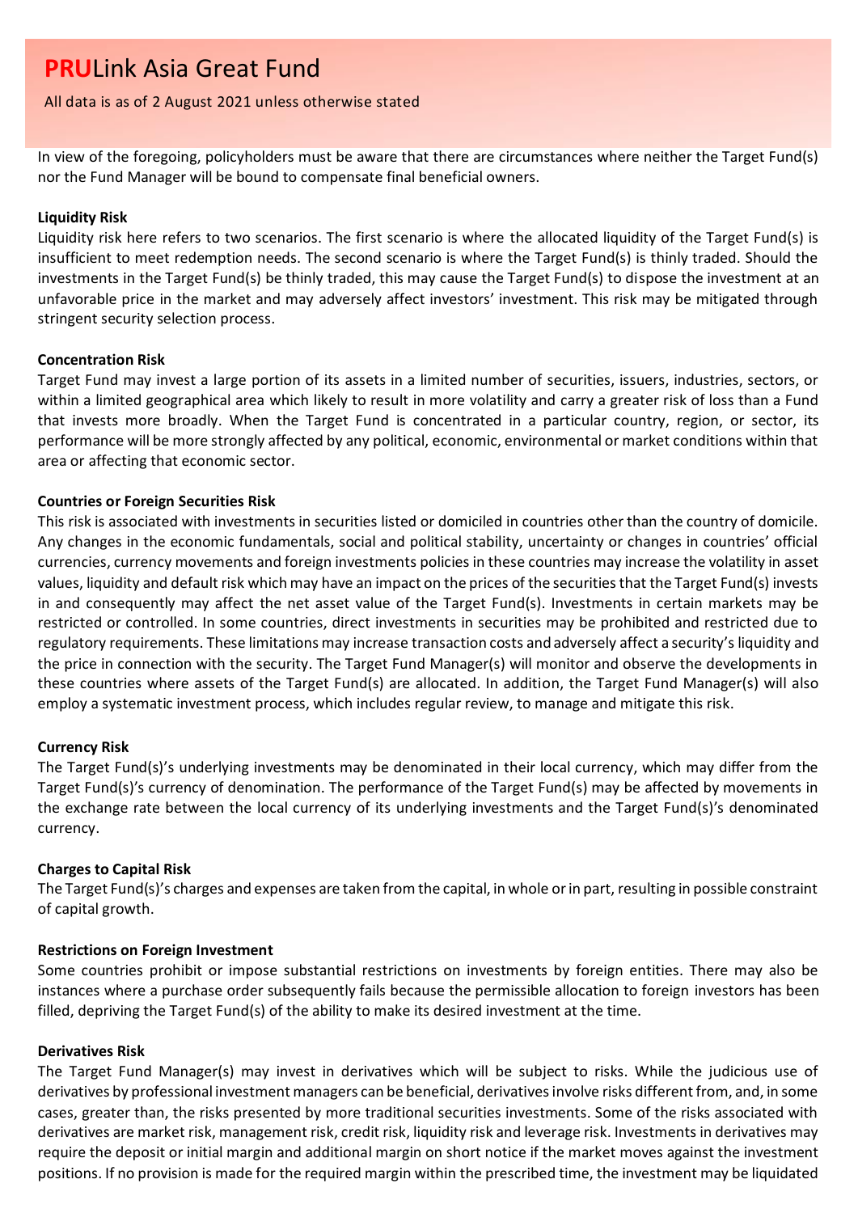In view of the foregoing, policyholders must be aware that there are circumstances where neither the Target Fund(s) nor the Fund Manager will be bound to compensate final beneficial owners.

**Liquidity Risk**

Liquidity risk here refers to two scenarios. The first scenario is where the allocated liquidity of the Target Fund(s) is insufficient to meet redemption needs. The second scenario is where the Target Fund(s) is thinly traded. Should the investments in the Target Fund(s) be thinly traded, this may cause the Target Fund(s) to dispose the investment at an unfavorable price in the market and may adversely affect investors' investment. This risk may be mitigated through stringent security selection process.

**Concentration Risk**

Target Fund may invest a large portion of its assets in a limited number of securities, issuers, industries, sectors, or within a limited geographical area which likely to result in more volatility and carry a greater risk of loss than a Fund that invests more broadly. When the Target Fund is concentrated in a particular country, region, or sector, its performance will be more strongly affected by any political, economic, environmental or market conditions within that area or affecting that economic sector.

**Countries or Foreign Securities Risk**

This risk is associated with investments in securities listed or domiciled in countries other than the country of domicile. Any changes in the economic fundamentals, social and political stability, uncertainty or changes in countries' official currencies, currency movements and foreign investments policies in these countries may increase the volatility in asset values, liquidity and default risk which may have an impact on the prices of the securities that the Target Fund(s) invests in and consequently may affect the net asset value of the Target Fund(s). Investments in certain markets may be restricted or controlled. In some countries, direct investments in securities may be prohibited and restricted due to regulatory requirements. These limitations may increase transaction costs and adversely affect a security's liquidity and the price in connection with the security. The Target Fund Manager(s) will monitor and observe the developments in these countries where assets of the Target Fund(s) are allocated. In addition, the Target Fund Manager(s) will also employ a systematic investment process, which includes regular review, to manage and mitigate this risk.

**Currency Risk**

The Target Fund(s)'s underlying investments may be denominated in their local currency, which may differ from the Target Fund(s)'s currency of denomination. The performance of the Target Fund(s) may be affected by movements in the exchange rate between the local currency of its underlying investments and the Target Fund(s)'s denominated currency.

**Charges to Capital Risk**

The Target Fund(s)'s charges and expenses are taken from the capital, in whole or in part, resulting in possible constraint of capital growth.

**Restrictions on Foreign Investment**

Some countries prohibit or impose substantial restrictions on investments by foreign entities. There may also be instances where a purchase order subsequently fails because the permissible allocation to foreign investors has been filled, depriving the Target Fund(s) of the ability to make its desired investment at the time.

**Derivatives Risk**

The Target Fund Manager(s) may invest in derivatives which will be subject to risks. While the judicious use of derivatives by professional investment managers can be beneficial, derivatives involve risks different from, and, in some cases, greater than, the risks presented by more traditional securities investments. Some of the risks associated with derivatives are market risk, management risk, credit risk, liquidity risk and leverage risk. Investments in derivatives may require the deposit or initial margin and additional margin on short notice if the market moves against the investment positions. If no provision is made for the required margin within the prescribed time, the investment may be liquidated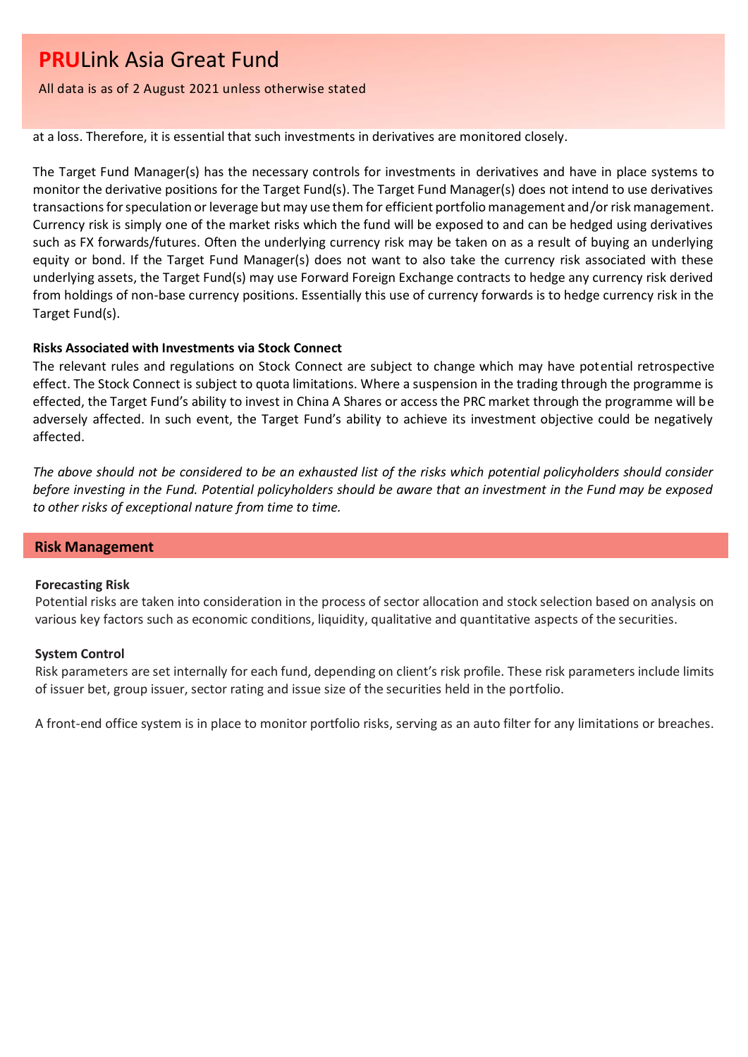at a loss. Therefore, it is essential that such investments in derivatives are monitored closely.

The Target Fund Manager(s) has the necessary controls for investments in derivatives and have in place systems to monitor the derivative positions for the Target Fund(s). The Target Fund Manager(s) does not intend to use derivatives transactions for speculation or leverage but may use them for efficient portfolio management and/or risk management. Currency risk is simply one of the market risks which the fund will be exposed to and can be hedged using derivatives such as FX forwards/futures. Often the underlying currency risk may be taken on as a result of buying an underlying equity or bond. If the Target Fund Manager(s) does not want to also take the currency risk associated with these underlying assets, the Target Fund(s) may use Forward Foreign Exchange contracts to hedge any currency risk derived from holdings of non-base currency positions. Essentially this use of currency forwards is to hedge currency risk in the Target Fund(s).

**Risks Associated with Investments via Stock Connect**

The relevant rules and regulations on Stock Connect are subject to change which may have potential retrospective effect. The Stock Connect is subject to quota limitations. Where a suspension in the trading through the programme is effected, the Target Fund's ability to invest in China A Shares or access the PRC market through the programme will be adversely affected. In such event, the Target Fund's ability to achieve its investment objective could be negatively affected.

*The above should not be considered to be an exhausted list of the risks which potential policyholders should consider before investing in the Fund. Potential policyholders should be aware that an investment in the Fund may be exposed to other risks of exceptional nature from time to time.*

## Risk Management

**Forecasting Risk**

Potential risks are taken into consideration in the process of sector allocation and stock selection based on analysis on various key factors such as economic conditions, liquidity, qualitative and quantitative aspects of the securities.

**System Control**

Risk parameters are set internally for each fund, depending on client's risk profile. These risk parameters include limits of issuer bet, group issuer, sector rating and issue size of the securities held in the portfolio.

A front-end office system is in place to monitor portfolio risks, serving as an auto filter for any limitations or breaches.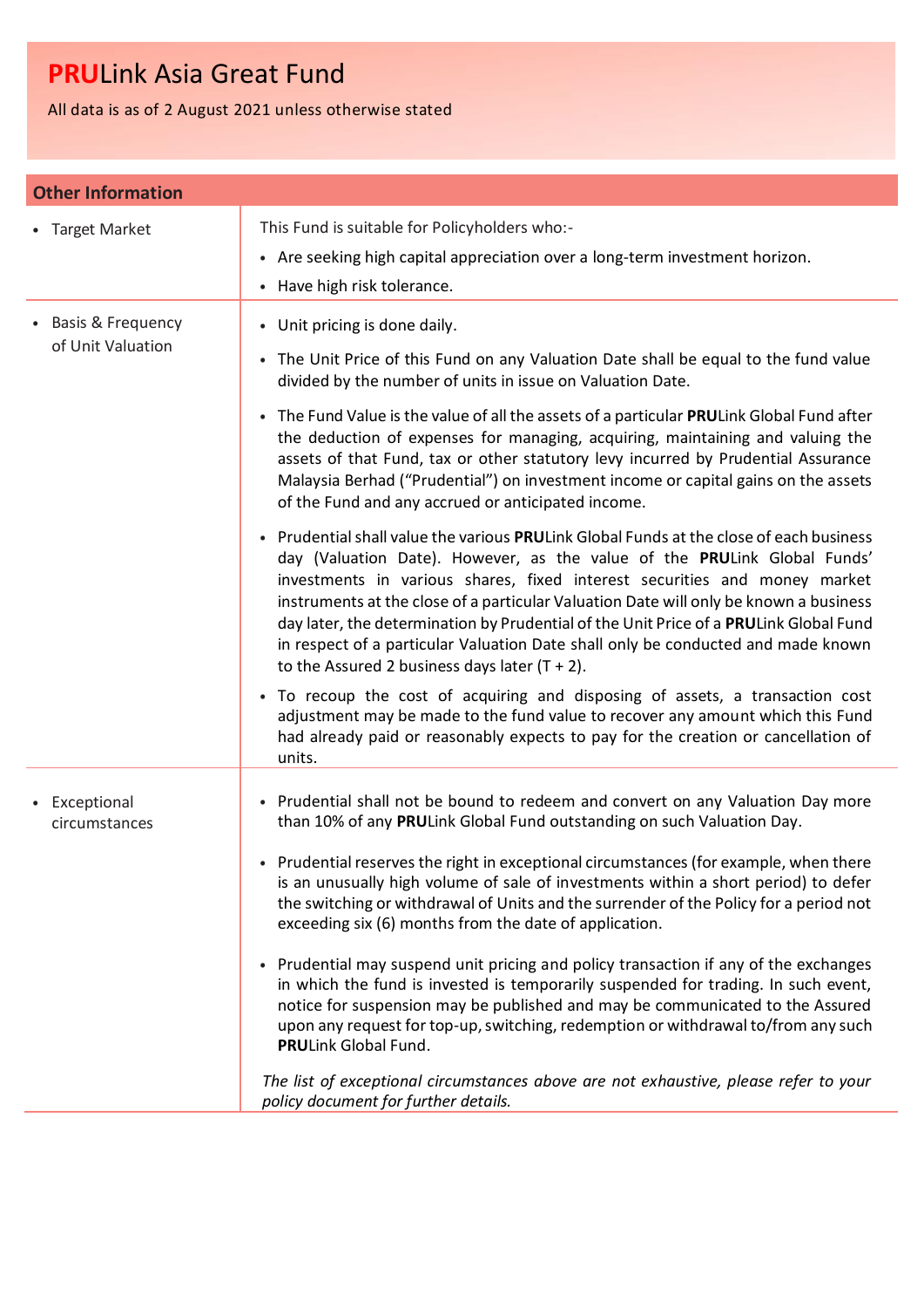# **PRU**Link Asia Great Fund

All data is as of 2 August 2021 unless otherwise stated

## Other Information

| | |
|---|---|
| • Target Market | This Fund is suitable for Policyholders who:-<br>• Are seeking high capital appreciation over a long-term investment horizon.<br>• Have high risk tolerance. |
| • Basis & Frequency of Unit Valuation | • Unit pricing is done daily.<br>• The Unit Price of this Fund on any Valuation Date shall be equal to the fund value divided by the number of units in issue on Valuation Date.<br>• The Fund Value is the value of all the assets of a particular **PRU**Link Global Fund after the deduction of expenses for managing, acquiring, maintaining and valuing the assets of that Fund, tax or other statutory levy incurred by Prudential Assurance Malaysia Berhad ("Prudential") on investment income or capital gains on the assets of the Fund and any accrued or anticipated income.<br>• Prudential shall value the various **PRU**Link Global Funds at the close of each business day (Valuation Date). However, as the value of the **PRU**Link Global Funds' investments in various shares, fixed interest securities and money market instruments at the close of a particular Valuation Date will only be known a business day later, the determination by Prudential of the Unit Price of a **PRU**Link Global Fund in respect of a particular Valuation Date shall only be conducted and made known to the Assured 2 business days later (T + 2).<br>• To recoup the cost of acquiring and disposing of assets, a transaction cost adjustment may be made to the fund value to recover any amount which this Fund had already paid or reasonably expects to pay for the creation or cancellation of units. |
| • Exceptional circumstances | • Prudential shall not be bound to redeem and convert on any Valuation Day more than 10% of any **PRU**Link Global Fund outstanding on such Valuation Day.<br>• Prudential reserves the right in exceptional circumstances (for example, when there is an unusually high volume of sale of investments within a short period) to defer the switching or withdrawal of Units and the surrender of the Policy for a period not exceeding six (6) months from the date of application.<br>• Prudential may suspend unit pricing and policy transaction if any of the exchanges in which the fund is invested is temporarily suspended for trading. In such event, notice for suspension may be published and may be communicated to the Assured upon any request for top-up, switching, redemption or withdrawal to/from any such **PRU**Link Global Fund.<br>*The list of exceptional circumstances above are not exhaustive, please refer to your policy document for further details.* |